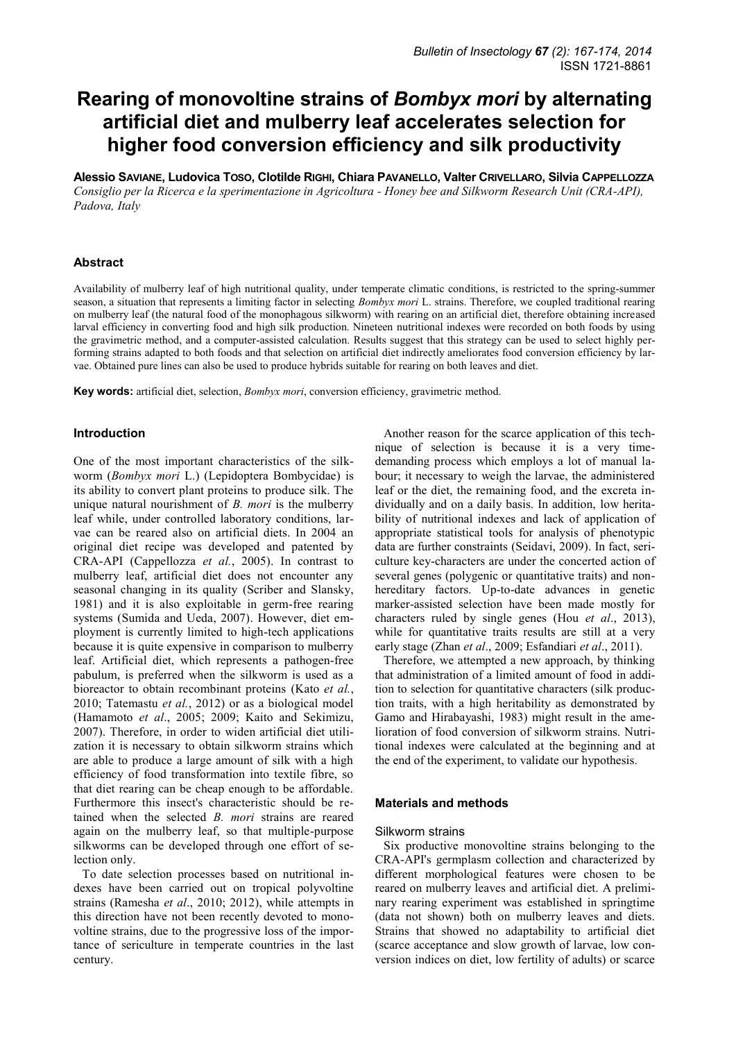# Rearing of monovoltine strains of *Bombyx mori* by alternating artificial diet and mulberry leaf accelerates selection for higher food conversion efficiency and silk productivity

**Alessio Saviane, Ludovica Toso, Clotilde Righi, Chiara Pavanello, Valter Crivellaro, Silvia Cappellozza**

*Consiglio per la Ricerca e la sperimentazione in Agricoltura - Honey bee and Silkworm Research Unit (CRA-API), Padova, Italy*

## Abstract

Availability of mulberry leaf of high nutritional quality, under temperate climatic conditions, is restricted to the spring-summer season, a situation that represents a limiting factor in selecting *Bombyx mori* L. strains. Therefore, we coupled traditional rearing on mulberry leaf (the natural food of the monophagous silkworm) with rearing on an artificial diet, therefore obtaining increased larval efficiency in converting food and high silk production. Nineteen nutritional indexes were recorded on both foods by using the gravimetric method, and a computer-assisted calculation. Results suggest that this strategy can be used to select highly performing strains adapted to both foods and that selection on artificial diet indirectly ameliorates food conversion efficiency by larvae. Obtained pure lines can also be used to produce hybrids suitable for rearing on both leaves and diet.

**Key words:** artificial diet, selection, *Bombyx mori*, conversion efficiency, gravimetric method.

## Introduction

One of the most important characteristics of the silkworm (*Bombyx mori* L.) (Lepidoptera Bombycidae) is its ability to convert plant proteins to produce silk. The unique natural nourishment of *B. mori* is the mulberry leaf while, under controlled laboratory conditions, larvae can be reared also on artificial diets. In 2004 an original diet recipe was developed and patented by CRA-API (Cappellozza *et al.*, 2005). In contrast to mulberry leaf, artificial diet does not encounter any seasonal changing in its quality (Scriber and Slansky, 1981) and it is also exploitable in germ-free rearing systems (Sumida and Ueda, 2007). However, diet employment is currently limited to high-tech applications because it is quite expensive in comparison to mulberry leaf. Artificial diet, which represents a pathogen-free pabulum, is preferred when the silkworm is used as a bioreactor to obtain recombinant proteins (Kato *et al.*, 2010; Tatemastu *et al.*, 2012) or as a biological model (Hamamoto *et al*., 2005; 2009; Kaito and Sekimizu, 2007). Therefore, in order to widen artificial diet utilization it is necessary to obtain silkworm strains which are able to produce a large amount of silk with a high efficiency of food transformation into textile fibre, so that diet rearing can be cheap enough to be affordable. Furthermore this insect's characteristic should be retained when the selected *B. mori* strains are reared again on the mulberry leaf, so that multiple-purpose silkworms can be developed through one effort of selection only.

To date selection processes based on nutritional indexes have been carried out on tropical polyvoltine strains (Ramesha *et al*., 2010; 2012), while attempts in this direction have not been recently devoted to monovoltine strains, due to the progressive loss of the importance of sericulture in temperate countries in the last century.

Another reason for the scarce application of this technique of selection is because it is a very time-demanding process which employs a lot of manual labour; it necessary to weigh the larvae, the administered leaf or the diet, the remaining food, and the excreta individually and on a daily basis. In addition, low heritability of nutritional indexes and lack of application of appropriate statistical tools for analysis of phenotypic data are further constraints (Seidavi, 2009). In fact, sericulture key-characters are under the concerted action of several genes (polygenic or quantitative traits) and non-hereditary factors. Up-to-date advances in genetic marker-assisted selection have been made mostly for characters ruled by single genes (Hou *et al*., 2013), while for quantitative traits results are still at a very early stage (Zhan *et al*., 2009; Esfandiari *et al*., 2011).

Therefore, we attempted a new approach, by thinking that administration of a limited amount of food in addition to selection for quantitative characters (silk production traits, with a high heritability as demonstrated by Gamo and Hirabayashi, 1983) might result in the amelioration of food conversion of silkworm strains. Nutritional indexes were calculated at the beginning and at the end of the experiment, to validate our hypothesis.

## Materials and methods

### Silkworm strains

Six productive monovoltine strains belonging to the CRA-API's germplasm collection and characterized by different morphological features were chosen to be reared on mulberry leaves and artificial diet. A preliminary rearing experiment was established in springtime (data not shown) both on mulberry leaves and diets. Strains that showed no adaptability to artificial diet (scarce acceptance and slow growth of larvae, low conversion indices on diet, low fertility of adults) or scarce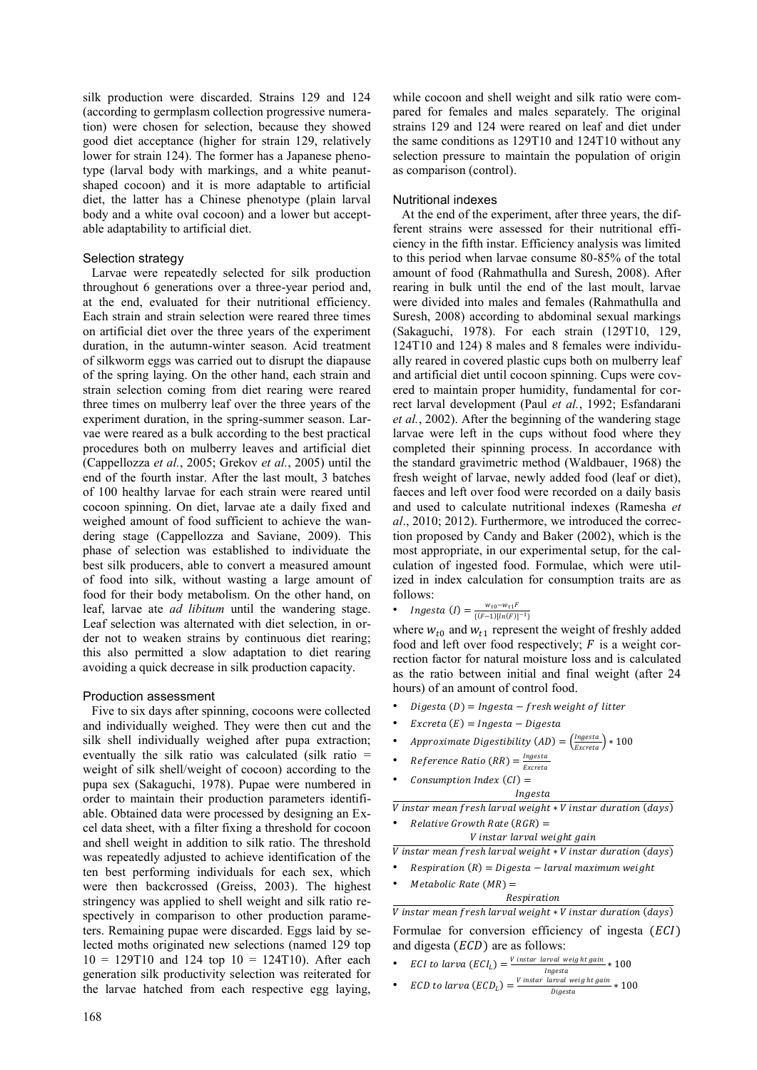silk production were discarded. Strains 129 and 124 (according to germplasm collection progressive numeration) were chosen for selection, because they showed good diet acceptance (higher for strain 129, relatively lower for strain 124). The former has a Japanese phenotype (larval body with markings, and a white peanut-shaped cocoon) and it is more adaptable to artificial diet, the latter has a Chinese phenotype (plain larval body and a white oval cocoon) and a lower but acceptable adaptability to artificial diet.

### Selection strategy

Larvae were repeatedly selected for silk production throughout 6 generations over a three-year period and, at the end, evaluated for their nutritional efficiency. Each strain and strain selection were reared three times on artificial diet over the three years of the experiment duration, in the autumn-winter season. Acid treatment of silkworm eggs was carried out to disrupt the diapause of the spring laying. On the other hand, each strain and strain selection coming from diet rearing were reared three times on mulberry leaf over the three years of the experiment duration, in the spring-summer season. Larvae were reared as a bulk according to the best practical procedures both on mulberry leaves and artificial diet (Cappellozza *et al.*, 2005; Grekov *et al.*, 2005) until the end of the fourth instar. After the last moult, 3 batches of 100 healthy larvae for each strain were reared until cocoon spinning. On diet, larvae ate a daily fixed and weighed amount of food sufficient to achieve the wandering stage (Cappellozza and Saviane, 2009). This phase of selection was established to individuate the best silk producers, able to convert a measured amount of food into silk, without wasting a large amount of food for their body metabolism. On the other hand, on leaf, larvae ate *ad libitum* until the wandering stage. Leaf selection was alternated with diet selection, in order not to weaken strains by continuous diet rearing; this also permitted a slow adaptation to diet rearing avoiding a quick decrease in silk production capacity.

### Production assessment

Five to six days after spinning, cocoons were collected and individually weighed. They were then cut and the silk shell individually weighed after pupa extraction; eventually the silk ratio was calculated (silk ratio = weight of silk shell/weight of cocoon) according to the pupa sex (Sakaguchi, 1978). Pupae were numbered in order to maintain their production parameters identifiable. Obtained data were processed by designing an Excel data sheet, with a filter fixing a threshold for cocoon and shell weight in addition to silk ratio. The threshold was repeatedly adjusted to achieve identification of the ten best performing individuals for each sex, which were then backcrossed (Greiss, 2003). The highest stringency was applied to shell weight and silk ratio respectively in comparison to other production parameters. Remaining pupae were discarded. Eggs laid by selected moths originated new selections (named 129 top 10 = 129T10 and 124 top 10 = 124T10). After each generation silk productivity selection was reiterated for the larvae hatched from each respective egg laying, while cocoon and shell weight and silk ratio were compared for females and males separately. The original strains 129 and 124 were reared on leaf and diet under the same conditions as 129T10 and 124T10 without any selection pressure to maintain the population of origin as comparison (control).

### Nutritional indexes

At the end of the experiment, after three years, the different strains were assessed for their nutritional efficiency in the fifth instar. Efficiency analysis was limited to this period when larvae consume 80-85% of the total amount of food (Rahmathulla and Suresh, 2008). After rearing in bulk until the end of the last moult, larvae were divided into males and females (Rahmathulla and Suresh, 2008) according to abdominal sexual markings (Sakaguchi, 1978). For each strain (129T10, 129, 124T10 and 124) 8 males and 8 females were individually reared in covered plastic cups both on mulberry leaf and artificial diet until cocoon spinning. Cups were covered to maintain proper humidity, fundamental for correct larval development (Paul *et al.*, 1992; Esfandarani *et al.*, 2002). After the beginning of the wandering stage larvae were left in the cups without food where they completed their spinning process. In accordance with the standard gravimetric method (Waldbauer, 1968) the fresh weight of larvae, newly added food (leaf or diet), faeces and left over food were recorded on a daily basis and used to calculate nutritional indexes (Ramesha *et al*., 2010; 2012). Furthermore, we introduced the correction proposed by Candy and Baker (2002), which is the most appropriate, in our experimental setup, for the calculation of ingested food. Formulae, which were utilized in index calculation for consumption traits are as follows:

- $Ingesta\ (I) = \frac{w_{t0} - w_{t1}F}{\{(F-1)[ln(F)]^{-1}\}}$

where $w_{t0}$ and $w_{t1}$ represent the weight of freshly added food and left over food respectively; $F$ is a weight correction factor for natural moisture loss and is calculated as the ratio between initial and final weight (after 24 hours) of an amount of control food.

- $Digesta\ (D) = Ingesta - fresh\ weight\ of\ litter$
- $Excreta\ (E) = Ingesta - Digesta$
- $Approximate\ Digestibility\ (AD) = \left(\frac{Ingesta}{Excreta}\right) * 100$
- $Reference\ Ratio\ (RR) = \frac{Ingesta}{Excreta}$
- $Consumption\ Index\ (CI) = \frac{Ingesta}{V\ instar\ mean\ fresh\ larval\ weight * V\ instar\ duration\ (days)}$
- $Relative\ Growth\ Rate\ (RGR) = \frac{V\ instar\ larval\ weight\ gain}{V\ instar\ mean\ fresh\ larval\ weight * V\ instar\ duration\ (days)}$
- $Respiration\ (R) = Digesta - larval\ maximum\ weight$
- $Metabolic\ Rate\ (MR) = \frac{Respiration}{V\ instar\ mean\ fresh\ larval\ weight * V\ instar\ duration\ (days)}$

Formulae for conversion efficiency of ingesta ($ECI$) and digesta ($ECD$) are as follows:

- $ECI\ to\ larva\ (ECI_L) = \frac{V\ instar\ larval\ weight\ gain}{Ingesta} * 100$
- $ECD\ to\ larva\ (ECD_L) = \frac{V\ instar\ larval\ weight\ gain}{Digesta} * 100$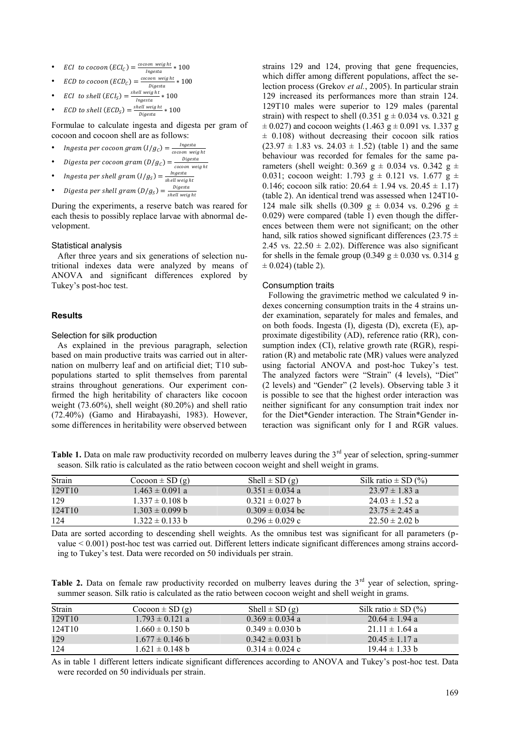- $ECI\ \ to\ cocoon\ (ECI_C) = \frac{cocoon\ \ weight}{Ingesta} * 100$
- $ECD\ to\ cocoon\ (ECD_C) = \frac{cocoon\ \ weight}{Digesta} * 100$
- $ECI\ \ to\ shell\ (ECI_S) = \frac{shell\ weight}{Ingesta} * 100$
- $ECD\ to\ shell\ (ECD_S) = \frac{shell\ weight}{Digesta} * 100$

Formulae to calculate ingesta and digesta per gram of cocoon and cocoon shell are as follows:

- $Ingesta\ per\ cocoon\ gram\ (I/g_C) = \frac{Ingesta}{cocoon\ \ weight}$
- $Digesta\ per\ cocoon\ gram\ (D/g_C) = \frac{Digesta}{cocoon\ \ weight}$
- $Ingesta\ per\ shell\ gram\ (I/g_S) = \frac{Ingesta}{shell\ weight}$
- $Digesta\ per\ shell\ gram\ (D/g_S) = \frac{Digesta}{shell\ weight}$

During the experiments, a reserve batch was reared for each thesis to possibly replace larvae with abnormal development.

### Statistical analysis

After three years and six generations of selection nutritional indexes data were analyzed by means of ANOVA and significant differences explored by Tukey's post-hoc test.

## Results

### Selection for silk production

As explained in the previous paragraph, selection based on main productive traits was carried out in alternation on mulberry leaf and on artificial diet; T10 subpopulations started to split themselves from parental strains throughout generations. Our experiment confirmed the high heritability of characters like cocoon weight (73.60%), shell weight (80.20%) and shell ratio (72.40%) (Gamo and Hirabayashi, 1983). However, some differences in heritability were observed between strains 129 and 124, proving that gene frequencies, which differ among different populations, affect the selection process (Grekov *et al.*, 2005). In particular strain 129 increased its performances more than strain 124. 129T10 males were superior to 129 males (parental strain) with respect to shell (0.351 g ± 0.034 vs. 0.321 g ± 0.027) and cocoon weights (1.463 g ± 0.091 vs. 1.337 g ± 0.108) without decreasing their cocoon silk ratios (23.97 ± 1.83 vs. 24.03 ± 1.52) (table 1) and the same behaviour was recorded for females for the same parameters (shell weight: 0.369 g ± 0.034 vs. 0.342 g ± 0.031; cocoon weight: 1.793 g ± 0.121 vs. 1.677 g ± 0.146; cocoon silk ratio: 20.64 ± 1.94 vs. 20.45 ± 1.17) (table 2). An identical trend was assessed when 124T10-124 male silk shells (0.309 g ± 0.034 vs. 0.296 g ± 0.029) were compared (table 1) even though the differences between them were not significant; on the other hand, silk ratios showed significant differences (23.75 ± 2.45 vs. 22.50 ± 2.02). Difference was also significant for shells in the female group (0.349 g ± 0.030 vs. 0.314 g ± 0.024) (table 2).

### Consumption traits

Following the gravimetric method we calculated 9 indexes concerning consumption traits in the 4 strains under examination, separately for males and females, and on both foods. Ingesta (I), digesta (D), excreta (E), approximate digestibility (AD), reference ratio (RR), consumption index (CI), relative growth rate (RGR), respiration (R) and metabolic rate (MR) values were analyzed using factorial ANOVA and post-hoc Tukey's test. The analyzed factors were "Strain" (4 levels), "Diet" (2 levels) and "Gender" (2 levels). Observing table 3 it is possible to see that the highest order interaction was neither significant for any consumption trait index nor for the Diet*Gender interaction. The Strain*Gender interaction was significant only for I and RGR values.

**Table 1.** Data on male raw productivity recorded on mulberry leaves during the 3rd year of selection, spring-summer season. Silk ratio is calculated as the ratio between cocoon weight and shell weight in grams.

| Strain | Cocoon ± SD (g) | Shell ± SD (g) | Silk ratio ± SD (%) |
|---|---|---|---|
| 129T10 | 1.463 ± 0.091 a | 0.351 ± 0.034 a | 23.97 ± 1.83 a |
| 129 | 1.337 ± 0.108 b | 0.321 ± 0.027 b | 24.03 ± 1.52 a |
| 124T10 | 1.303 ± 0.099 b | 0.309 ± 0.034 bc | 23.75 ± 2.45 a |
| 124 | 1.322 ± 0.133 b | 0.296 ± 0.029 c | 22.50 ± 2.02 b |

Data are sorted according to descending shell weights. As the omnibus test was significant for all parameters (p-value < 0.001) post-hoc test was carried out. Different letters indicate significant differences among strains according to Tukey's test. Data were recorded on 50 individuals per strain.

**Table 2.** Data on female raw productivity recorded on mulberry leaves during the 3rd year of selection, spring-summer season. Silk ratio is calculated as the ratio between cocoon weight and shell weight in grams.

| Strain | Cocoon ± SD (g) | Shell ± SD (g) | Silk ratio ± SD (%) |
|---|---|---|---|
| 129T10 | 1.793 ± 0.121 a | 0.369 ± 0.034 a | 20.64 ± 1.94 a |
| 124T10 | 1.660 ± 0.150 b | 0.349 ± 0.030 b | 21.11 ± 1.64 a |
| 129 | 1.677 ± 0.146 b | 0.342 ± 0.031 b | 20.45 ± 1.17 a |
| 124 | 1.621 ± 0.148 b | 0.314 ± 0.024 c | 19.44 ± 1.33 b |

As in table 1 different letters indicate significant differences according to ANOVA and Tukey's post-hoc test. Data were recorded on 50 individuals per strain.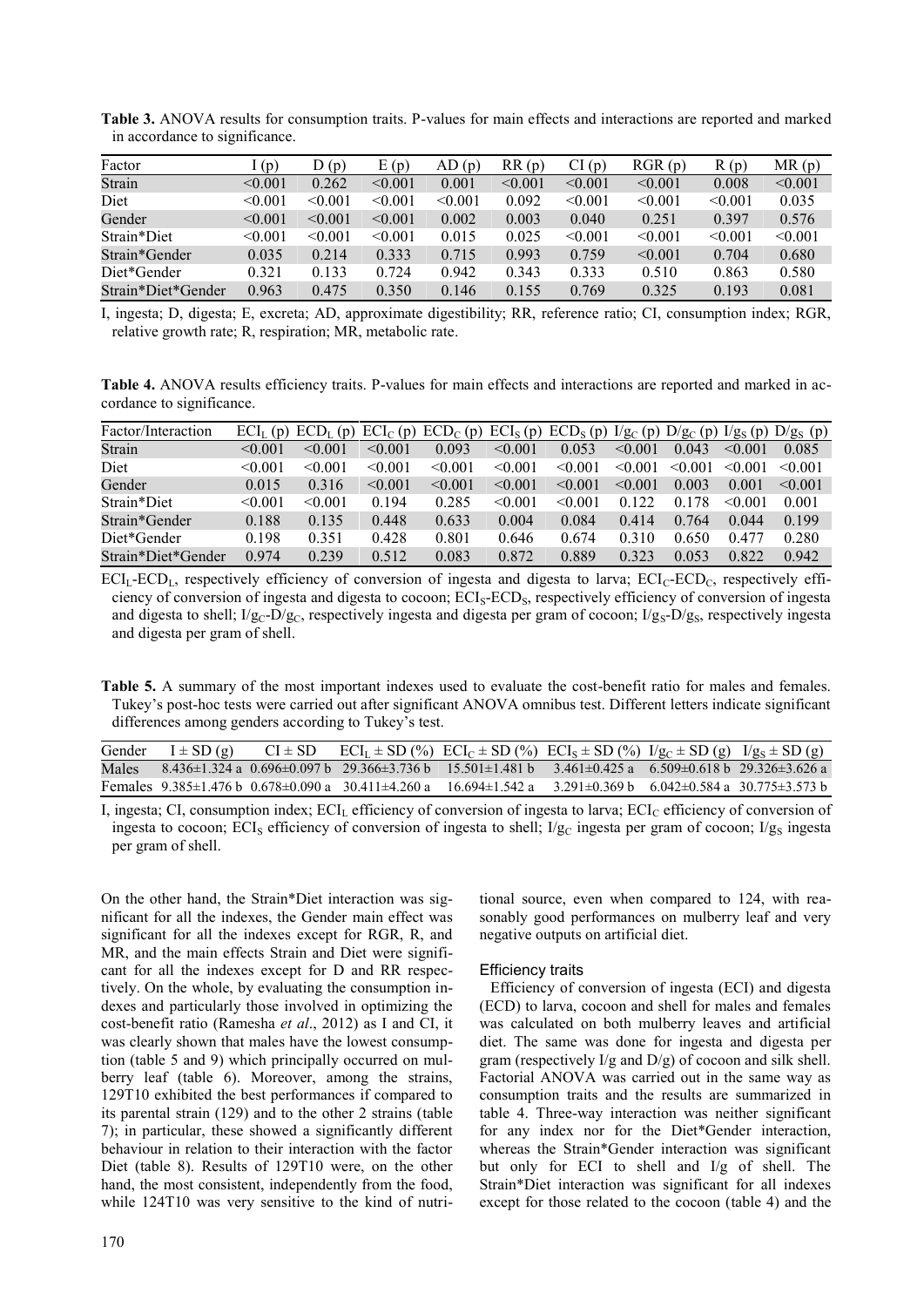**Table 3.** ANOVA results for consumption traits. P-values for main effects and interactions are reported and marked in accordance to significance.

| Factor | I (p) | D (p) | E (p) | AD (p) | RR (p) | CI (p) | RGR (p) | R (p) | MR (p) |
|---|---|---|---|---|---|---|---|---|---|
| Strain | <0.001 | 0.262 | <0.001 | 0.001 | <0.001 | <0.001 | <0.001 | 0.008 | <0.001 |
| Diet | <0.001 | <0.001 | <0.001 | <0.001 | 0.092 | <0.001 | <0.001 | <0.001 | 0.035 |
| Gender | <0.001 | <0.001 | <0.001 | 0.002 | 0.003 | 0.040 | 0.251 | 0.397 | 0.576 |
| Strain*Diet | <0.001 | <0.001 | <0.001 | 0.015 | 0.025 | <0.001 | <0.001 | <0.001 | <0.001 |
| Strain*Gender | 0.035 | 0.214 | 0.333 | 0.715 | 0.993 | 0.759 | <0.001 | 0.704 | 0.680 |
| Diet*Gender | 0.321 | 0.133 | 0.724 | 0.942 | 0.343 | 0.333 | 0.510 | 0.863 | 0.580 |
| Strain*Diet*Gender | 0.963 | 0.475 | 0.350 | 0.146 | 0.155 | 0.769 | 0.325 | 0.193 | 0.081 |

I, ingesta; D, digesta; E, excreta; AD, approximate digestibility; RR, reference ratio; CI, consumption index; RGR, relative growth rate; R, respiration; MR, metabolic rate.

**Table 4.** ANOVA results efficiency traits. P-values for main effects and interactions are reported and marked in accordance to significance.

| Factor/Interaction | $ECI_L$ (p) | $ECD_L$ (p) | $ECI_C$ (p) | $ECD_C$ (p) | $ECI_S$ (p) | $ECD_S$ (p) | $I/g_C$ (p) | $D/g_C$ (p) | $I/g_S$ (p) | $D/g_S$ (p) |
|---|---|---|---|---|---|---|---|---|---|---|
| Strain | <0.001 | <0.001 | <0.001 | 0.093 | <0.001 | 0.053 | <0.001 | 0.043 | <0.001 | 0.085 |
| Diet | <0.001 | <0.001 | <0.001 | <0.001 | <0.001 | <0.001 | <0.001 | <0.001 | <0.001 | <0.001 |
| Gender | 0.015 | 0.316 | <0.001 | <0.001 | <0.001 | <0.001 | <0.001 | 0.003 | 0.001 | <0.001 |
| Strain*Diet | <0.001 | <0.001 | 0.194 | 0.285 | <0.001 | <0.001 | 0.122 | 0.178 | <0.001 | 0.001 |
| Strain*Gender | 0.188 | 0.135 | 0.448 | 0.633 | 0.004 | 0.084 | 0.414 | 0.764 | 0.044 | 0.199 |
| Diet*Gender | 0.198 | 0.351 | 0.428 | 0.801 | 0.646 | 0.674 | 0.310 | 0.650 | 0.477 | 0.280 |
| Strain*Diet*Gender | 0.974 | 0.239 | 0.512 | 0.083 | 0.872 | 0.889 | 0.323 | 0.053 | 0.822 | 0.942 |

$ECI_L$-$ECD_L$, respectively efficiency of conversion of ingesta and digesta to larva; $ECI_C$-$ECD_C$, respectively efficiency of conversion of ingesta and digesta to cocoon; $ECI_S$-$ECD_S$, respectively efficiency of conversion of ingesta and digesta to shell; $I/g_C$-$D/g_C$, respectively ingesta and digesta per gram of cocoon; $I/g_S$-$D/g_S$, respectively ingesta and digesta per gram of shell.

**Table 5.** A summary of the most important indexes used to evaluate the cost-benefit ratio for males and females. Tukey's post-hoc tests were carried out after significant ANOVA omnibus test. Different letters indicate significant differences among genders according to Tukey's test.

| Gender | I ± SD (g) | CI ± SD | $ECI_L$ ± SD (%) | $ECI_C$ ± SD (%) | $ECI_S$ ± SD (%) | $I/g_C$ ± SD (g) | $I/g_S$ ± SD (g) |
|---|---|---|---|---|---|---|---|
| Males | 8.436±1.324 a | 0.696±0.097 b | 29.366±3.736 b | 15.501±1.481 b | 3.461±0.425 a | 6.509±0.618 b | 29.326±3.626 a |
| Females | 9.385±1.476 b | 0.678±0.090 a | 30.411±4.260 a | 16.694±1.542 a | 3.291±0.369 b | 6.042±0.584 a | 30.775±3.573 b |

I, ingesta; CI, consumption index; $ECI_L$ efficiency of conversion of ingesta to larva; $ECI_C$ efficiency of conversion of ingesta to cocoon; $ECI_S$ efficiency of conversion of ingesta to shell; $I/g_C$ ingesta per gram of cocoon; $I/g_S$ ingesta per gram of shell.

On the other hand, the Strain*Diet interaction was significant for all the indexes, the Gender main effect was significant for all the indexes except for RGR, R, and MR, and the main effects Strain and Diet were significant for all the indexes except for D and RR respectively. On the whole, by evaluating the consumption indexes and particularly those involved in optimizing the cost-benefit ratio (Ramesha *et al*., 2012) as I and CI, it was clearly shown that males have the lowest consumption (table 5 and 9) which principally occurred on mulberry leaf (table 6). Moreover, among the strains, 129T10 exhibited the best performances if compared to its parental strain (129) and to the other 2 strains (table 7); in particular, these showed a significantly different behaviour in relation to their interaction with the factor Diet (table 8). Results of 129T10 were, on the other hand, the most consistent, independently from the food, while 124T10 was very sensitive to the kind of nutritional source, even when compared to 124, with reasonably good performances on mulberry leaf and very negative outputs on artificial diet.

### Efficiency traits

Efficiency of conversion of ingesta (ECI) and digesta (ECD) to larva, cocoon and shell for males and females was calculated on both mulberry leaves and artificial diet. The same was done for ingesta and digesta per gram (respectively I/g and D/g) of cocoon and silk shell. Factorial ANOVA was carried out in the same way as consumption traits and the results are summarized in table 4. Three-way interaction was neither significant for any index nor for the Diet*Gender interaction, whereas the Strain*Gender interaction was significant but only for ECI to shell and I/g of shell. The Strain*Diet interaction was significant for all indexes except for those related to the cocoon (table 4) and the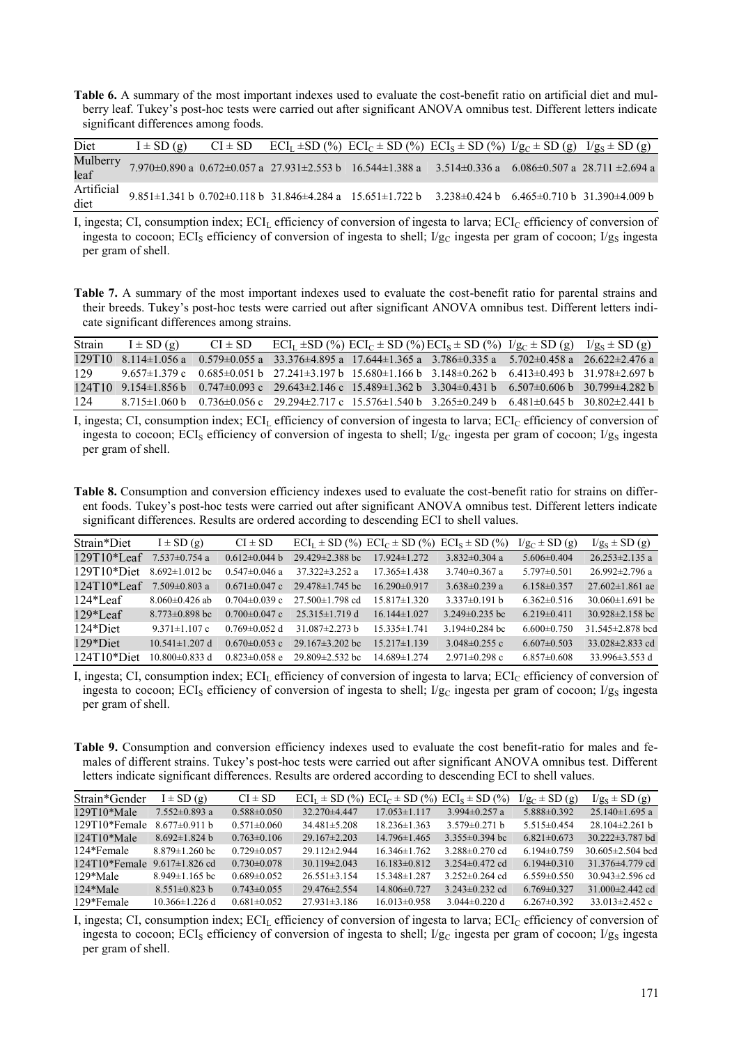**Table 6.** A summary of the most important indexes used to evaluate the cost-benefit ratio on artificial diet and mulberry leaf. Tukey's post-hoc tests were carried out after significant ANOVA omnibus test. Different letters indicate significant differences among foods.

| Diet | I ± SD (g) | CI ± SD | $ECI_L$ ±SD (%) | $ECI_C$ ± SD (%) | $ECI_S$ ± SD (%) | $I/g_C$ ± SD (g) | $I/g_S$ ± SD (g) |
|---|---|---|---|---|---|---|---|
| Mulberry leaf | 7.970±0.890 a | 0.672±0.057 a | 27.931±2.553 b | 16.544±1.388 a | 3.514±0.336 a | 6.086±0.507 a | 28.711 ±2.694 a |
| Artificial diet | 9.851±1.341 b | 0.702±0.118 b | 31.846±4.284 a | 15.651±1.722 b | 3.238±0.424 b | 6.465±0.710 b | 31.390±4.009 b |

I, ingesta; CI, consumption index; $ECI_L$ efficiency of conversion of ingesta to larva; $ECI_C$ efficiency of conversion of ingesta to cocoon; $ECI_S$ efficiency of conversion of ingesta to shell; $I/g_C$ ingesta per gram of cocoon; $I/g_S$ ingesta per gram of shell.

**Table 7.** A summary of the most important indexes used to evaluate the cost-benefit ratio for parental strains and their breeds. Tukey's post-hoc tests were carried out after significant ANOVA omnibus test. Different letters indicate significant differences among strains.

| Strain | I ± SD (g) | CI ± SD | $ECI_L$ ±SD (%) | $ECI_C$ ± SD (%) | $ECI_S$ ± SD (%) | $I/g_C$ ± SD (g) | $I/g_S$ ± SD (g) |
|---|---|---|---|---|---|---|---|
| 129T10 | 8.114±1.056 a | 0.579±0.055 a | 33.376±4.895 a | 17.644±1.365 a | 3.786±0.335 a | 5.702±0.458 a | 26.622±2.476 a |
| 129 | 9.657±1.379 c | 0.685±0.051 b | 27.241±3.197 b | 15.680±1.166 b | 3.148±0.262 b | 6.413±0.493 b | 31.978±2.697 b |
| 124T10 | 9.154±1.856 b | 0.747±0.093 c | 29.643±2.146 c | 15.489±1.362 b | 3.304±0.431 b | 6.507±0.606 b | 30.799±4.282 b |
| 124 | 8.715±1.060 b | 0.736±0.056 c | 29.294±2.717 c | 15.576±1.540 b | 3.265±0.249 b | 6.481±0.645 b | 30.802±2.441 b |

I, ingesta; CI, consumption index; $ECI_L$ efficiency of conversion of ingesta to larva; $ECI_C$ efficiency of conversion of ingesta to cocoon; $ECI_S$ efficiency of conversion of ingesta to shell; $I/g_C$ ingesta per gram of cocoon; $I/g_S$ ingesta per gram of shell.

**Table 8.** Consumption and conversion efficiency indexes used to evaluate the cost-benefit ratio for strains on different foods. Tukey's post-hoc tests were carried out after significant ANOVA omnibus test. Different letters indicate significant differences. Results are ordered according to descending ECI to shell values.

| Strain*Diet | I ± SD (g) | CI ± SD | $ECI_L$ ± SD (%) | $ECI_C$ ± SD (%) | $ECI_S$ ± SD (%) | $I/g_C$ ± SD (g) | $I/g_S$ ± SD (g) |
|---|---|---|---|---|---|---|---|
| 129T10*Leaf | 7.537±0.754 a | 0.612±0.044 b | 29.429±2.388 bc | 17.924±1.272 | 3.832±0.304 a | 5.606±0.404 | 26.253±2.135 a |
| 129T10*Diet | 8.692±1.012 bc | 0.547±0.046 a | 37.322±3.252 a | 17.365±1.438 | 3.740±0.367 a | 5.797±0.501 | 26.992±2.796 a |
| 124T10*Leaf | 7.509±0.803 a | 0.671±0.047 c | 29.478±1.745 bc | 16.290±0.917 | 3.638±0.239 a | 6.158±0.357 | 27.602±1.861 ae |
| 124*Leaf | 8.060±0.426 ab | 0.704±0.039 c | 27.500±1.798 cd | 15.817±1.320 | 3.337±0.191 b | 6.362±0.516 | 30.060±1.691 be |
| 129*Leaf | 8.773±0.898 bc | 0.700±0.047 c | 25.315±1.719 d | 16.144±1.027 | 3.249±0.235 bc | 6.219±0.411 | 30.928±2.158 bc |
| 124*Diet | 9.371±1.107 c | 0.769±0.052 d | 31.087±2.273 b | 15.335±1.741 | 3.194±0.284 bc | 6.600±0.750 | 31.545±2.878 bcd |
| 129*Diet | 10.541±1.207 d | 0.670±0.053 c | 29.167±3.202 bc | 15.217±1.139 | 3.048±0.255 c | 6.607±0.503 | 33.028±2.833 cd |
| 124T10*Diet | 10.800±0.833 d | 0.823±0.058 e | 29.809±2.532 bc | 14.689±1.274 | 2.971±0.298 c | 6.857±0.608 | 33.996±3.553 d |

I, ingesta; CI, consumption index; $ECI_L$ efficiency of conversion of ingesta to larva; $ECI_C$ efficiency of conversion of ingesta to cocoon; $ECI_S$ efficiency of conversion of ingesta to shell; $I/g_C$ ingesta per gram of cocoon; $I/g_S$ ingesta per gram of shell.

**Table 9.** Consumption and conversion efficiency indexes used to evaluate the cost benefit-ratio for males and females of different strains. Tukey's post-hoc tests were carried out after significant ANOVA omnibus test. Different letters indicate significant differences. Results are ordered according to descending ECI to shell values.

| Strain*Gender | I ± SD (g) | CI ± SD | $ECI_L$ ± SD (%) | $ECI_C$ ± SD (%) | $ECI_S$ ± SD (%) | $I/g_C$ ± SD (g) | $I/g_S$ ± SD (g) |
|---|---|---|---|---|---|---|---|
| 129T10*Male | 7.552±0.893 a | 0.588±0.050 | 32.270±4.447 | 17.053±1.117 | 3.994±0.257 a | 5.888±0.392 | 25.140±1.695 a |
| 129T10*Female | 8.677±0.911 b | 0.571±0.060 | 34.481±5.208 | 18.236±1.363 | 3.579±0.271 b | 5.515±0.454 | 28.104±2.261 b |
| 124T10*Male | 8.692±1.824 b | 0.763±0.106 | 29.167±2.203 | 14.796±1.465 | 3.355±0.394 bc | 6.821±0.673 | 30.222±3.787 bd |
| 124*Female | 8.879±1.260 bc | 0.729±0.057 | 29.112±2.944 | 16.346±1.762 | 3.288±0.270 cd | 6.194±0.759 | 30.605±2.504 bcd |
| 124T10*Female | 9.617±1.826 cd | 0.730±0.078 | 30.119±2.043 | 16.183±0.812 | 3.254±0.472 cd | 6.194±0.310 | 31.376±4.779 cd |
| 129*Male | 8.949±1.165 bc | 0.689±0.052 | 26.551±3.154 | 15.348±1.287 | 3.252±0.264 cd | 6.559±0.550 | 30.943±2.596 cd |
| 124*Male | 8.551±0.823 b | 0.743±0.055 | 29.476±2.554 | 14.806±0.727 | 3.243±0.232 cd | 6.769±0.327 | 31.000±2.442 cd |
| 129*Female | 10.366±1.226 d | 0.681±0.052 | 27.931±3.186 | 16.013±0.958 | 3.044±0.220 d | 6.267±0.392 | 33.013±2.452 c |

I, ingesta; CI, consumption index; $ECI_L$ efficiency of conversion of ingesta to larva; $ECI_C$ efficiency of conversion of ingesta to cocoon; $ECI_S$ efficiency of conversion of ingesta to shell; $I/g_C$ ingesta per gram of cocoon; $I/g_S$ ingesta per gram of shell.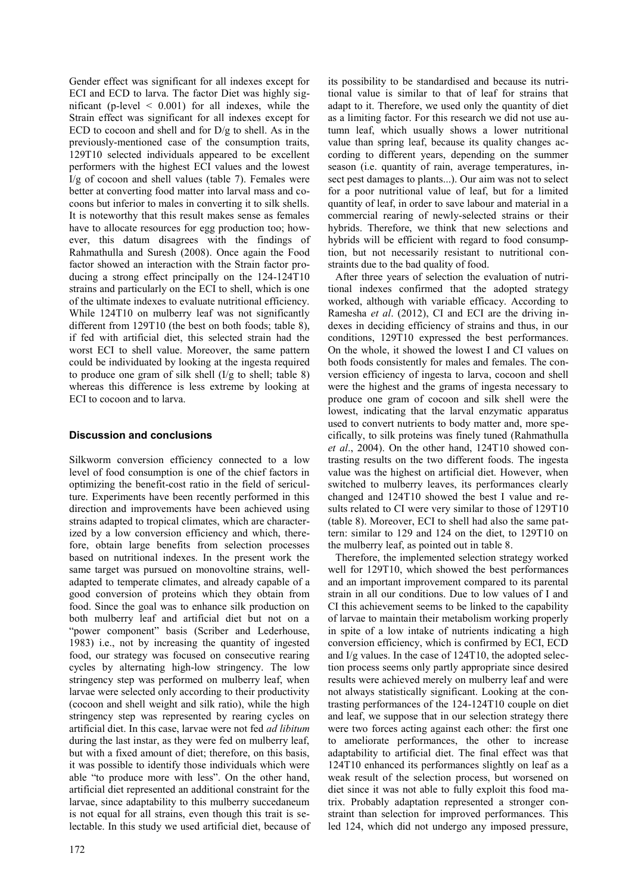Gender effect was significant for all indexes except for ECI and ECD to larva. The factor Diet was highly significant ($p\text{-level} < 0.001$) for all indexes, while the Strain effect was significant for all indexes except for ECD to cocoon and shell and for D/g to shell. As in the previously-mentioned case of the consumption traits, 129T10 selected individuals appeared to be excellent performers with the highest ECI values and the lowest I/g of cocoon and shell values (table 7). Females were better at converting food matter into larval mass and cocoons but inferior to males in converting it to silk shells. It is noteworthy that this result makes sense as females have to allocate resources for egg production too; however, this datum disagrees with the findings of Rahmathulla and Suresh (2008). Once again the Food factor showed an interaction with the Strain factor producing a strong effect principally on the 124-124T10 strains and particularly on the ECI to shell, which is one of the ultimate indexes to evaluate nutritional efficiency. While 124T10 on mulberry leaf was not significantly different from 129T10 (the best on both foods; table 8), if fed with artificial diet, this selected strain had the worst ECI to shell value. Moreover, the same pattern could be individuated by looking at the ingesta required to produce one gram of silk shell (I/g to shell; table 8) whereas this difference is less extreme by looking at ECI to cocoon and to larva.

## Discussion and conclusions

Silkworm conversion efficiency connected to a low level of food consumption is one of the chief factors in optimizing the benefit-cost ratio in the field of sericulture. Experiments have been recently performed in this direction and improvements have been achieved using strains adapted to tropical climates, which are characterized by a low conversion efficiency and which, therefore, obtain large benefits from selection processes based on nutritional indexes. In the present work the same target was pursued on monovoltine strains, well-adapted to temperate climates, and already capable of a good conversion of proteins which they obtain from food. Since the goal was to enhance silk production on both mulberry leaf and artificial diet but not on a "power component" basis (Scriber and Lederhouse, 1983) i.e., not by increasing the quantity of ingested food, our strategy was focused on consecutive rearing cycles by alternating high-low stringency. The low stringency step was performed on mulberry leaf, when larvae were selected only according to their productivity (cocoon and shell weight and silk ratio), while the high stringency step was represented by rearing cycles on artificial diet. In this case, larvae were not fed *ad libitum* during the last instar, as they were fed on mulberry leaf, but with a fixed amount of diet; therefore, on this basis, it was possible to identify those individuals which were able "to produce more with less". On the other hand, artificial diet represented an additional constraint for the larvae, since adaptability to this mulberry succedaneum is not equal for all strains, even though this trait is selectable. In this study we used artificial diet, because of its possibility to be standardised and because its nutritional value is similar to that of leaf for strains that adapt to it. Therefore, we used only the quantity of diet as a limiting factor. For this research we did not use autumn leaf, which usually shows a lower nutritional value than spring leaf, because its quality changes according to different years, depending on the summer season (i.e. quantity of rain, average temperatures, insect pest damages to plants...). Our aim was not to select for a poor nutritional value of leaf, but for a limited quantity of leaf, in order to save labour and material in a commercial rearing of newly-selected strains or their hybrids. Therefore, we think that new selections and hybrids will be efficient with regard to food consumption, but not necessarily resistant to nutritional constraints due to the bad quality of food.

After three years of selection the evaluation of nutritional indexes confirmed that the adopted strategy worked, although with variable efficacy. According to Ramesha *et al*. (2012), CI and ECI are the driving indexes in deciding efficiency of strains and thus, in our conditions, 129T10 expressed the best performances. On the whole, it showed the lowest I and CI values on both foods consistently for males and females. The conversion efficiency of ingesta to larva, cocoon and shell were the highest and the grams of ingesta necessary to produce one gram of cocoon and silk shell were the lowest, indicating that the larval enzymatic apparatus used to convert nutrients to body matter and, more specifically, to silk proteins was finely tuned (Rahmathulla *et al*., 2004). On the other hand, 124T10 showed contrasting results on the two different foods. The ingesta value was the highest on artificial diet. However, when switched to mulberry leaves, its performances clearly changed and 124T10 showed the best I value and results related to CI were very similar to those of 129T10 (table 8). Moreover, ECI to shell had also the same pattern: similar to 129 and 124 on the diet, to 129T10 on the mulberry leaf, as pointed out in table 8.

Therefore, the implemented selection strategy worked well for 129T10, which showed the best performances and an important improvement compared to its parental strain in all our conditions. Due to low values of I and CI this achievement seems to be linked to the capability of larvae to maintain their metabolism working properly in spite of a low intake of nutrients indicating a high conversion efficiency, which is confirmed by ECI, ECD and I/g values. In the case of 124T10, the adopted selection process seems only partly appropriate since desired results were achieved merely on mulberry leaf and were not always statistically significant. Looking at the contrasting performances of the 124-124T10 couple on diet and leaf, we suppose that in our selection strategy there were two forces acting against each other: the first one to ameliorate performances, the other to increase adaptability to artificial diet. The final effect was that 124T10 enhanced its performances slightly on leaf as a weak result of the selection process, but worsened on diet since it was not able to fully exploit this food matrix. Probably adaptation represented a stronger constraint than selection for improved performances. This led 124, which did not undergo any imposed pressure,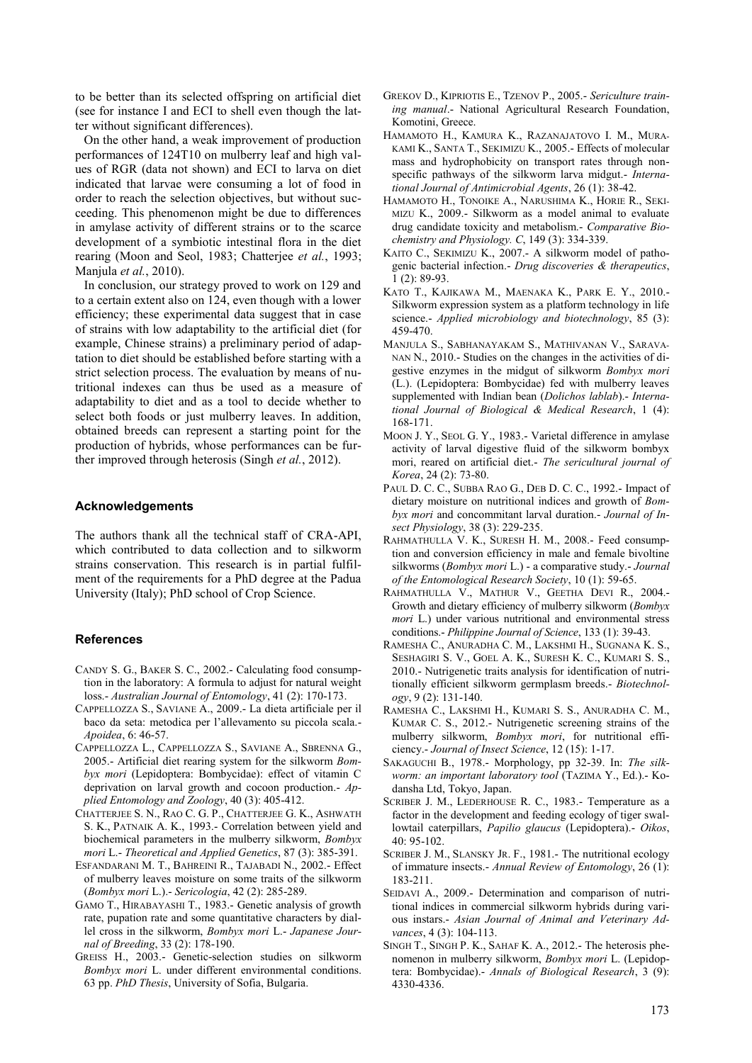to be better than its selected offspring on artificial diet (see for instance I and ECI to shell even though the latter without significant differences).

On the other hand, a weak improvement of production performances of 124T10 on mulberry leaf and high values of RGR (data not shown) and ECI to larva on diet indicated that larvae were consuming a lot of food in order to reach the selection objectives, but without succeeding. This phenomenon might be due to differences in amylase activity of different strains or to the scarce development of a symbiotic intestinal flora in the diet rearing (Moon and Seol, 1983; Chatterjee *et al.*, 1993; Manjula *et al.*, 2010).

In conclusion, our strategy proved to work on 129 and to a certain extent also on 124, even though with a lower efficiency; these experimental data suggest that in case of strains with low adaptability to the artificial diet (for example, Chinese strains) a preliminary period of adaptation to diet should be established before starting with a strict selection process. The evaluation by means of nutritional indexes can thus be used as a measure of adaptability to diet and as a tool to decide whether to select both foods or just mulberry leaves. In addition, obtained breeds can represent a starting point for the production of hybrids, whose performances can be further improved through heterosis (Singh *et al.*, 2012).

## Acknowledgements

The authors thank all the technical staff of CRA-API, which contributed to data collection and to silkworm strains conservation. This research is in partial fulfilment of the requirements for a PhD degree at the Padua University (Italy); PhD school of Crop Science.

## References

Candy S. G., Baker S. C., 2002.- Calculating food consumption in the laboratory: A formula to adjust for natural weight loss.- *Australian Journal of Entomology*, 41 (2): 170-173.

Cappellozza S., Saviane A., 2009.- La dieta artificiale per il baco da seta: metodica per l'allevamento su piccola scala.- *Apoidea*, 6: 46-57.

Cappellozza L., Cappellozza S., Saviane A., Sbrenna G., 2005.- Artificial diet rearing system for the silkworm *Bombyx mori* (Lepidoptera: Bombycidae): effect of vitamin C deprivation on larval growth and cocoon production.- *Applied Entomology and Zoology*, 40 (3): 405-412.

Chatterjee S. N., Rao C. G. P., Chatterjee G. K., Ashwath S. K., Patnaik A. K., 1993.- Correlation between yield and biochemical parameters in the mulberry silkworm, *Bombyx mori* L.- *Theoretical and Applied Genetics*, 87 (3): 385-391.

Esfandarani M. T., Bahreini R., Tajabadi N., 2002.- Effect of mulberry leaves moisture on some traits of the silkworm (*Bombyx mori* L.).- *Sericologia*, 42 (2): 285-289.

Gamo T., Hirabayashi T., 1983.- Genetic analysis of growth rate, pupation rate and some quantitative characters by diallel cross in the silkworm, *Bombyx mori* L.- *Japanese Journal of Breeding*, 33 (2): 178-190.

Greiss H., 2003.- Genetic-selection studies on silkworm *Bombyx mori* L. under different environmental conditions. 63 pp. *PhD Thesis*, University of Sofia, Bulgaria.

Grekov D., Kipriotis E., Tzenov P., 2005.- *Sericulture training manual*.- National Agricultural Research Foundation, Komotini, Greece.

Hamamoto H., Kamura K., Razanajatovo I. M., Murakami K., Santa T., Sekimizu K., 2005.- Effects of molecular mass and hydrophobicity on transport rates through non-specific pathways of the silkworm larva midgut.- *International Journal of Antimicrobial Agents*, 26 (1): 38-42.

Hamamoto H., Tonoike A., Narushima K., Horie R., Sekimizu K., 2009.- Silkworm as a model animal to evaluate drug candidate toxicity and metabolism.- *Comparative Biochemistry and Physiology. C*, 149 (3): 334-339.

Kaito C., Sekimizu K., 2007.- A silkworm model of pathogenic bacterial infection.- *Drug discoveries & therapeutics*, 1 (2): 89-93.

Kato T., Kajikawa M., Maenaka K., Park E. Y., 2010.- Silkworm expression system as a platform technology in life science.- *Applied microbiology and biotechnology*, 85 (3): 459-470.

Manjula S., Sabhanayakam S., Mathivanan V., Saravanan N., 2010.- Studies on the changes in the activities of digestive enzymes in the midgut of silkworm *Bombyx mori* (L.). (Lepidoptera: Bombycidae) fed with mulberry leaves supplemented with Indian bean (*Dolichos lablab*).- *International Journal of Biological & Medical Research*, 1 (4): 168-171.

Moon J. Y., Seol G. Y., 1983.- Varietal difference in amylase activity of larval digestive fluid of the silkworm bombyx mori, reared on artificial diet.- *The sericultural journal of Korea*, 24 (2): 73-80.

Paul D. C. C., Subba Rao G., Deb D. C. C., 1992.- Impact of dietary moisture on nutritional indices and growth of *Bombyx mori* and concommitant larval duration.- *Journal of Insect Physiology*, 38 (3): 229-235.

Rahmathulla V. K., Suresh H. M., 2008.- Feed consumption and conversion efficiency in male and female bivoltine silkworms (*Bombyx mori* L.) - a comparative study.- *Journal of the Entomological Research Society*, 10 (1): 59-65.

Rahmathulla V., Mathur V., Geetha Devi R., 2004.- Growth and dietary efficiency of mulberry silkworm (*Bombyx mori* L.) under various nutritional and environmental stress conditions.- *Philippine Journal of Science*, 133 (1): 39-43.

Ramesha C., Anuradha C. M., Lakshmi H., Sugnana K. S., Seshagiri S. V., Goel A. K., Suresh K. C., Kumari S. S., 2010.- Nutrigenetic traits analysis for identification of nutritionally efficient silkworm germplasm breeds.- *Biotechnology*, 9 (2): 131-140.

Ramesha C., Lakshmi H., Kumari S. S., Anuradha C. M., Kumar C. S., 2012.- Nutrigenetic screening strains of the mulberry silkworm, *Bombyx mori*, for nutritional efficiency.- *Journal of Insect Science*, 12 (15): 1-17.

Sakaguchi B., 1978.- Morphology, pp 32-39. In: *The silkworm: an important laboratory tool* (Tazima Y., Ed.).- Kodansha Ltd, Tokyo, Japan.

Scriber J. M., Lederhouse R. C., 1983.- Temperature as a factor in the development and feeding ecology of tiger swallowtail caterpillars, *Papilio glaucus* (Lepidoptera).- *Oikos*, 40: 95-102.

Scriber J. M., Slansky Jr. F., 1981.- The nutritional ecology of immature insects.- *Annual Review of Entomology*, 26 (1): 183-211.

Seidavi A., 2009.- Determination and comparison of nutritional indices in commercial silkworm hybrids during various instars.- *Asian Journal of Animal and Veterinary Advances*, 4 (3): 104-113.

Singh T., Singh P. K., Sahaf K. A., 2012.- The heterosis phenomenon in mulberry silkworm, *Bombyx mori* L. (Lepidoptera: Bombycidae).- *Annals of Biological Research*, 3 (9): 4330-4336.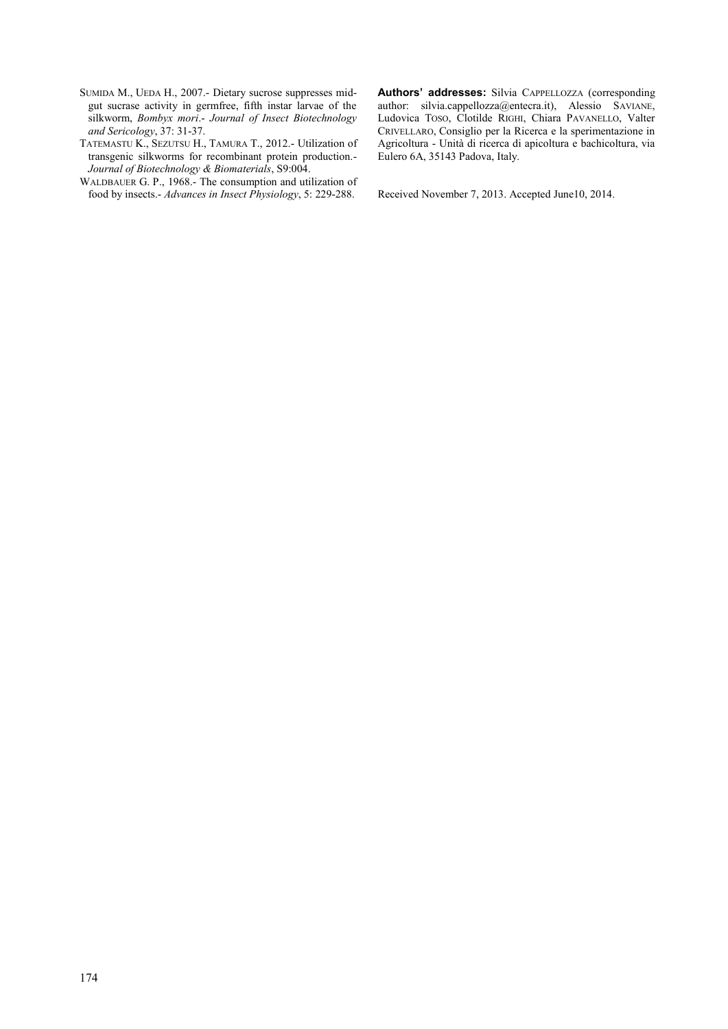SUMIDA M., UEDA H., 2007.- Dietary sucrose suppresses midgut sucrase activity in germfree, fifth instar larvae of the silkworm, *Bombyx mori*.- *Journal of Insect Biotechnology and Sericology*, 37: 31-37.

TATEMASTU K., SEZUTSU H., TAMURA T., 2012.- Utilization of transgenic silkworms for recombinant protein production.- *Journal of Biotechnology & Biomaterials*, S9:004.

WALDBAUER G. P., 1968.- The consumption and utilization of food by insects.- *Advances in Insect Physiology*, 5: 229-288.

**Authors' addresses:** Silvia CAPPELLOZZA (corresponding author: silvia.cappellozza@entecra.it), Alessio SAVIANE, Ludovica TOSO, Clotilde RIGHI, Chiara PAVANELLO, Valter CRIVELLARO, Consiglio per la Ricerca e la sperimentazione in Agricoltura - Unità di ricerca di apicoltura e bachicoltura, via Eulero 6A, 35143 Padova, Italy.

Received November 7, 2013. Accepted June10, 2014.